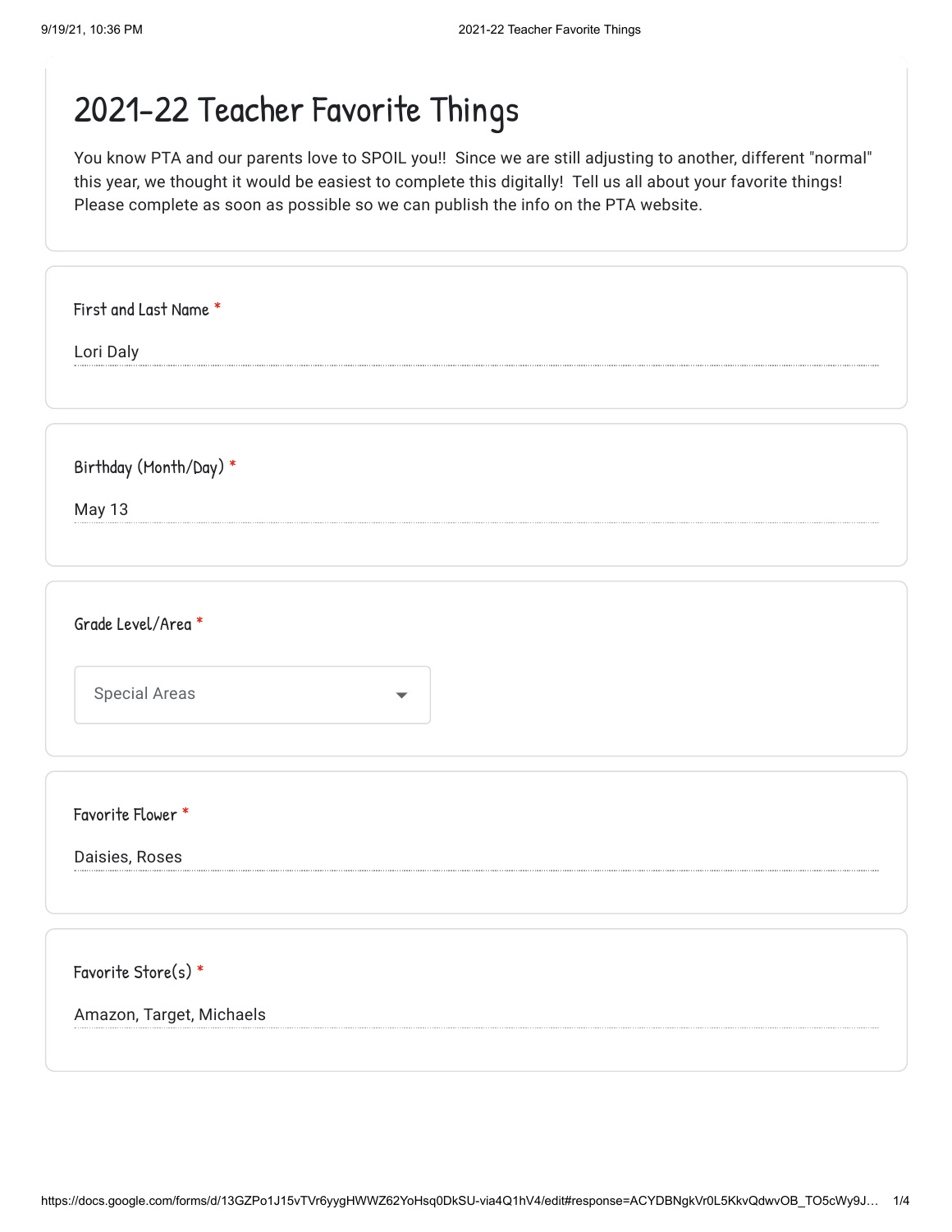# 2021-22 Teacher Favorite Things

You know PTA and our parents love to SPOIL you!! Since we are still adjusting to another, different "normal" this year, we thought it would be easiest to complete this digitally! Tell us all about your favorite things! Please complete as soon as possible so we can publish the info on the PTA website.

First and Last Name *

Lori Daly

Birthday (Month/Day) *

May 13

Grade Level/Area *

Special Areas

Favorite Flower *

Daisies, Roses

Favorite Store(s) *

Amazon, Target, Michaels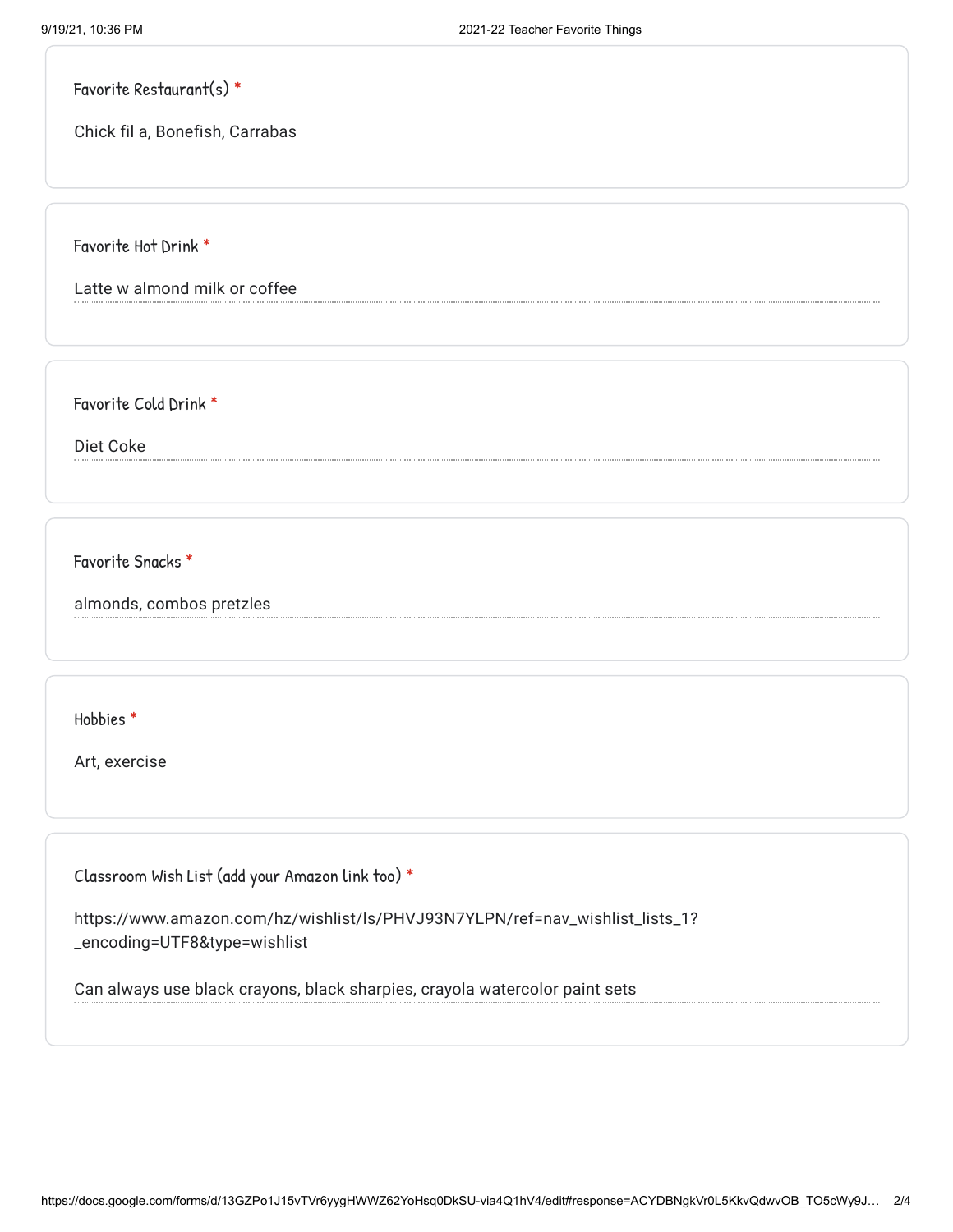**Favorite Restaurant(s) ***

Chick fil a, Bonefish, Carrabas

**Favorite Hot Drink ***

Latte w almond milk or coffee

**Favorite Cold Drink ***

Diet Coke

**Favorite Snacks ***

almonds, combos pretzles

**Hobbies ***

Art, exercise

**Classroom Wish List (add your Amazon link too) ***

https://www.amazon.com/hz/wishlist/ls/PHVJ93N7YLPN/ref=nav_wishlist_lists_1?_encoding=UTF8&type=wishlist

Can always use black crayons, black sharpies, crayola watercolor paint sets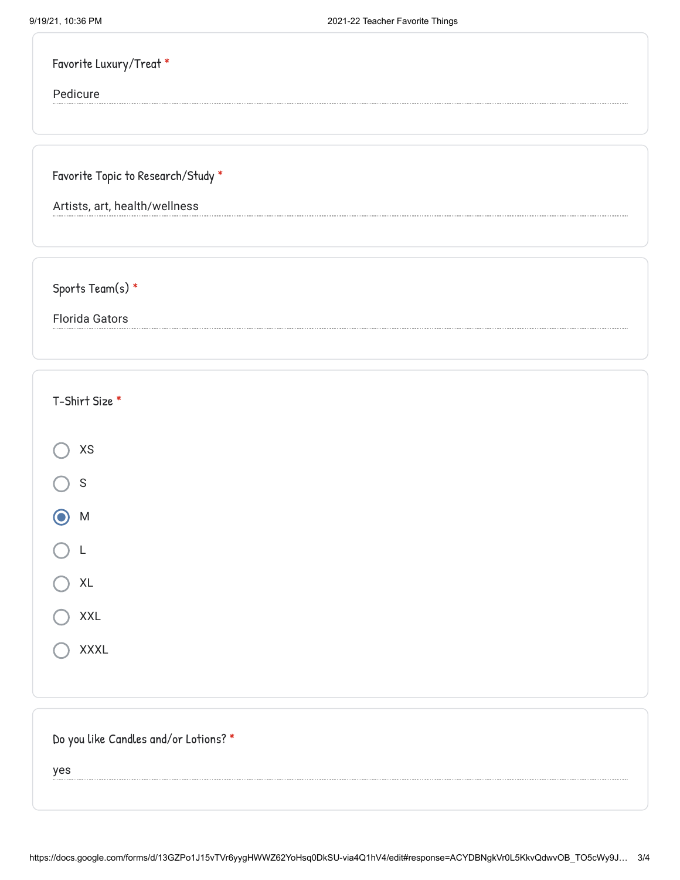**Favorite Luxury/Treat** *

Pedicure

**Favorite Topic to Research/Study** *

Artists, art, health/wellness

**Sports Team(s)** *

Florida Gators

**T-Shirt Size** *

- ○ XS
- ○ S
- ● M
- ○ L
- ○ XL
- ○ XXL
- ○ XXXL

**Do you like Candles and/or Lotions?** *

yes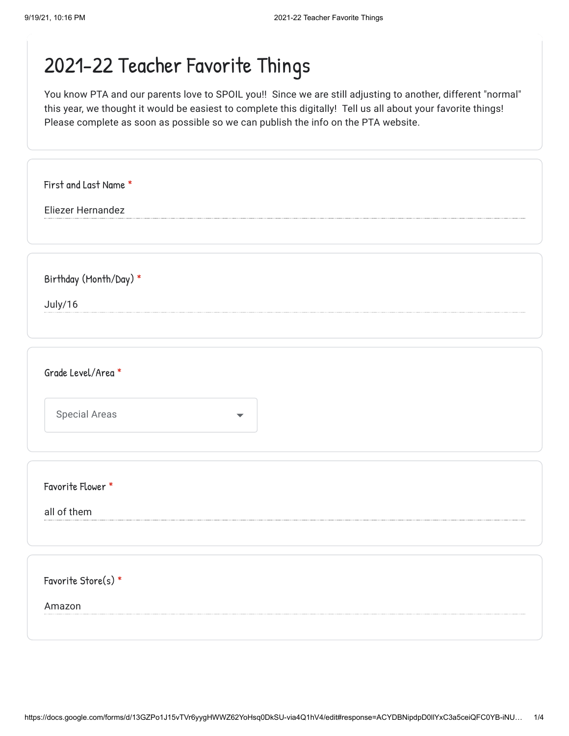# 2021-22 Teacher Favorite Things

You know PTA and our parents love to SPOIL you!! Since we are still adjusting to another, different "normal" this year, we thought it would be easiest to complete this digitally! Tell us all about your favorite things! Please complete as soon as possible so we can publish the info on the PTA website.

First and Last Name *

Eliezer Hernandez

Birthday (Month/Day) *

July/16

Grade Level/Area *

Special Areas

Favorite Flower *

all of them

Favorite Store(s) *

Amazon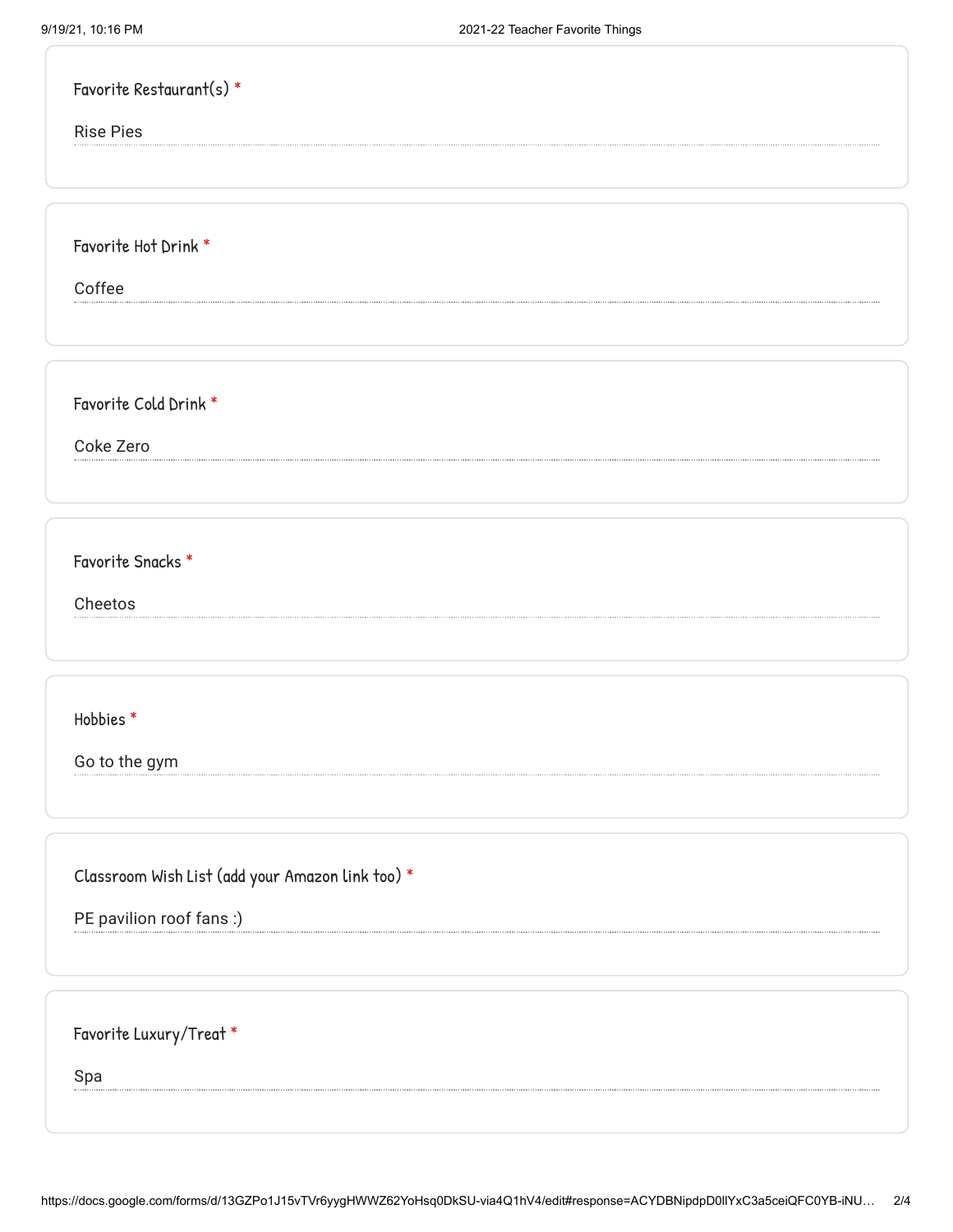Favorite Restaurant(s) *

Rise Pies

Favorite Hot Drink *

Coffee

Favorite Cold Drink *

Coke Zero

Favorite Snacks *

Cheetos

Hobbies *

Go to the gym

Classroom Wish List (add your Amazon link too) *

PE pavilion roof fans :)

Favorite Luxury/Treat *

Spa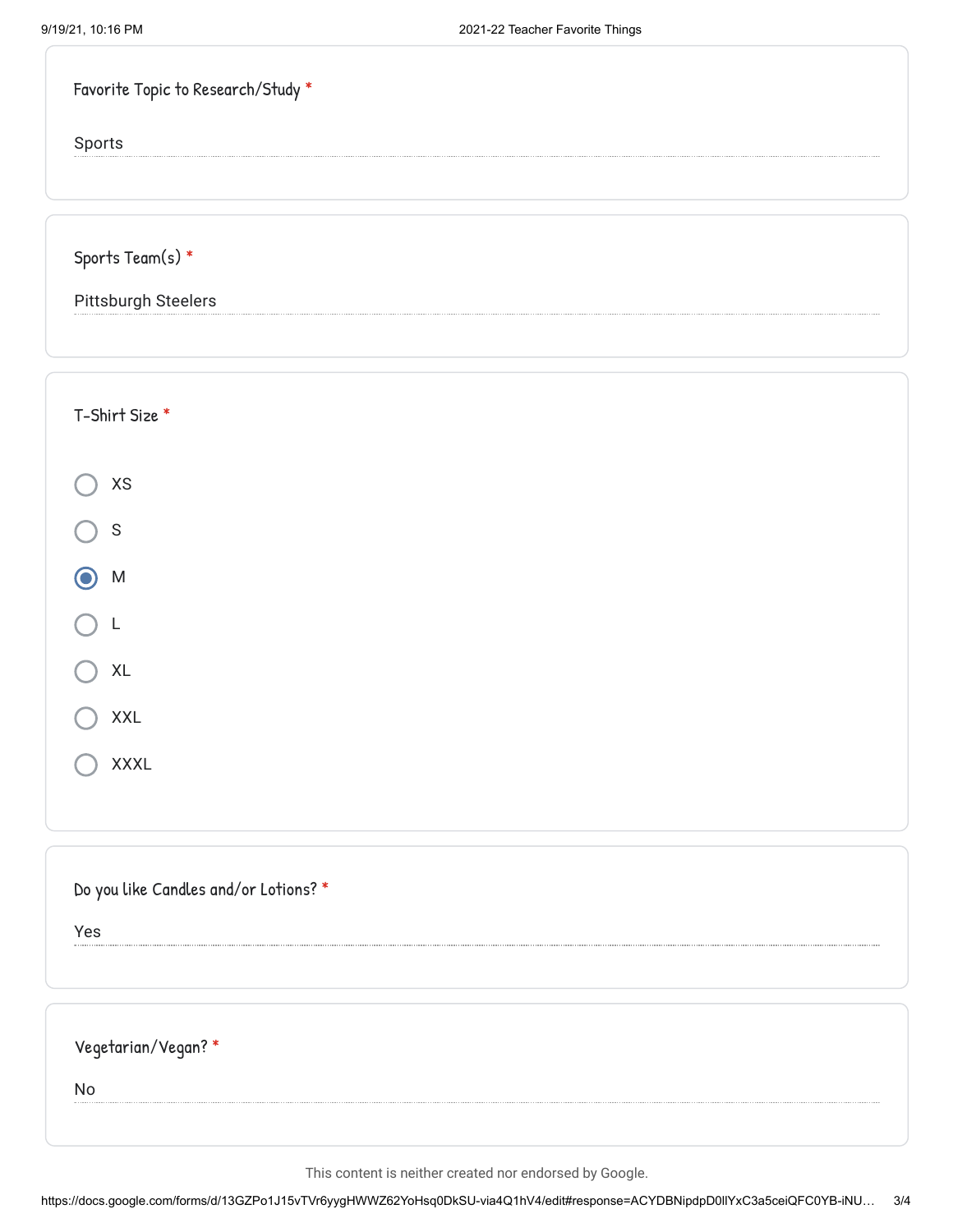**Favorite Topic to Research/Study** *

Sports

**Sports Team(s)** *

Pittsburgh Steelers

**T-Shirt Size** *

- ○ XS
- ○ S
- ◉ M
- ○ L
- ○ XL
- ○ XXL
- ○ XXXL

**Do you like Candles and/or Lotions?** *

Yes

**Vegetarian/Vegan?** *

No

This content is neither created nor endorsed by Google.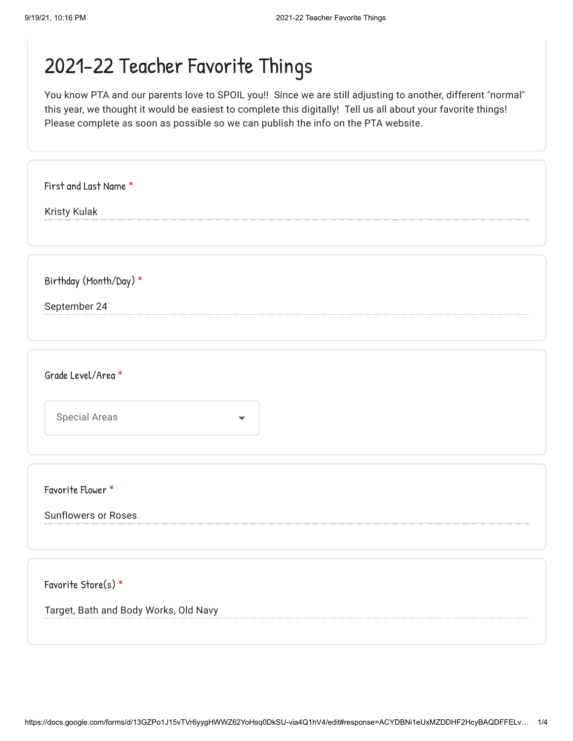# 2021-22 Teacher Favorite Things

You know PTA and our parents love to SPOIL you!! Since we are still adjusting to another, different "normal" this year, we thought it would be easiest to complete this digitally! Tell us all about your favorite things! Please complete as soon as possible so we can publish the info on the PTA website.

**First and Last Name** *

Kristy Kulak

**Birthday (Month/Day)** *

September 24

**Grade Level/Area** *

Special Areas

**Favorite Flower** *

Sunflowers or Roses

**Favorite Store(s)** *

Target, Bath and Body Works, Old Navy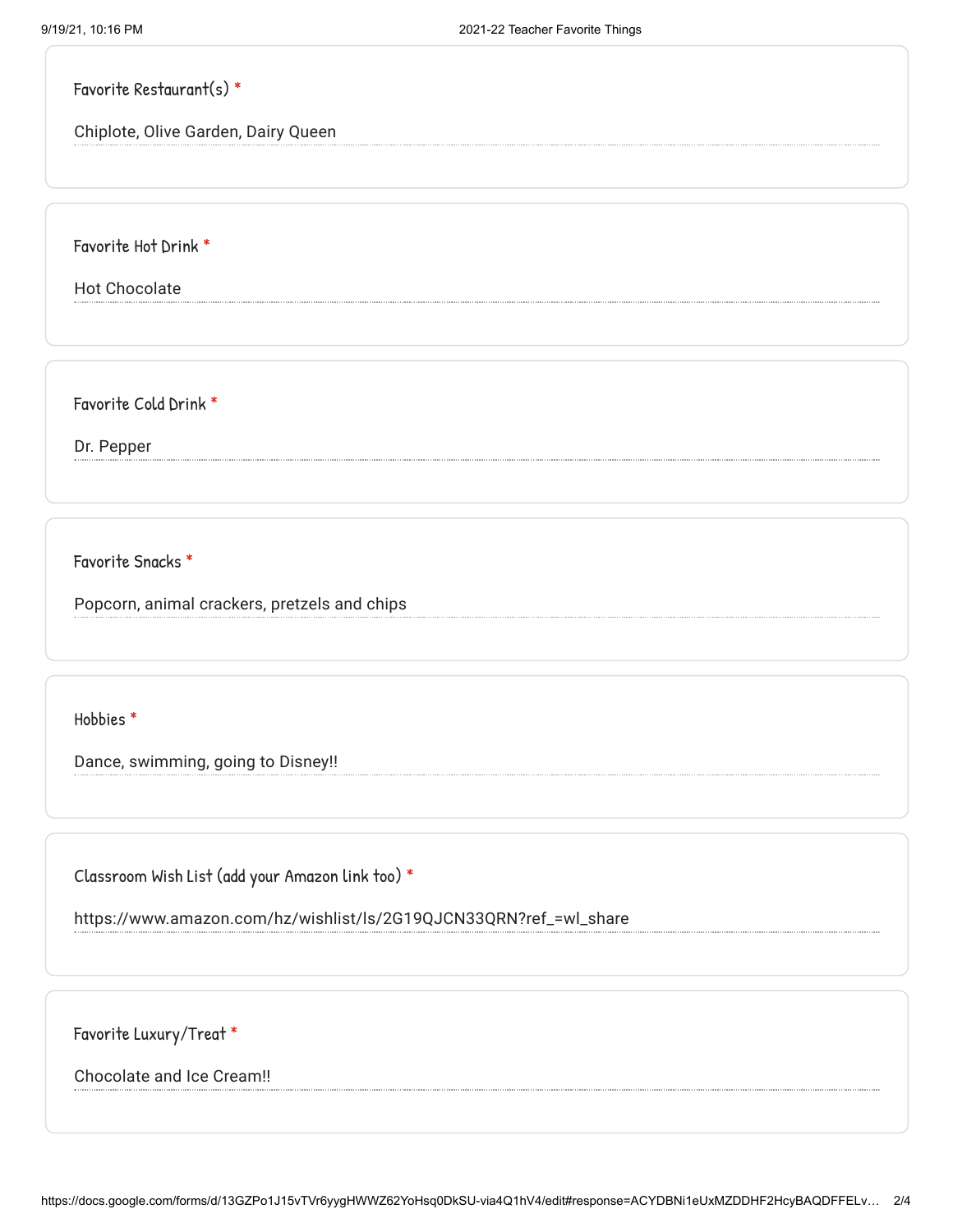Favorite Restaurant(s) *

Chiplote, Olive Garden, Dairy Queen

Favorite Hot Drink *

Hot Chocolate

Favorite Cold Drink *

Dr. Pepper

Favorite Snacks *

Popcorn, animal crackers, pretzels and chips

Hobbies *

Dance, swimming, going to Disney!!

Classroom Wish List (add your Amazon link too) *

https://www.amazon.com/hz/wishlist/ls/2G19QJCN33QRN?ref_=wl_share

Favorite Luxury/Treat *

Chocolate and Ice Cream!!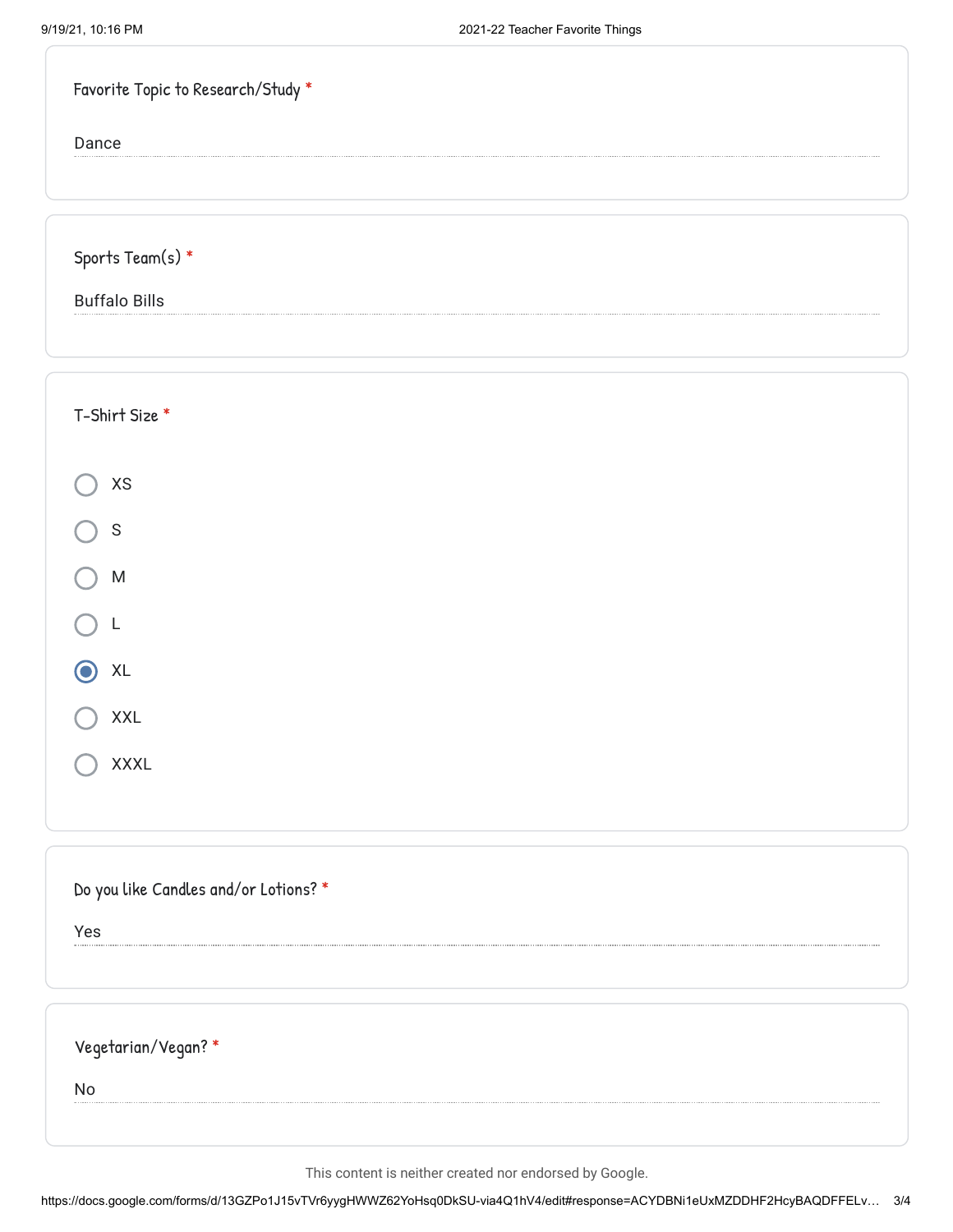Favorite Topic to Research/Study *

Dance

Sports Team(s) *

Buffalo Bills

T-Shirt Size *

- ○ XS
- ○ S
- ○ M
- ○ L
- ◉ XL
- ○ XXL
- ○ XXXL

Do you like Candles and/or Lotions? *

Yes

Vegetarian/Vegan? *

No

This content is neither created nor endorsed by Google.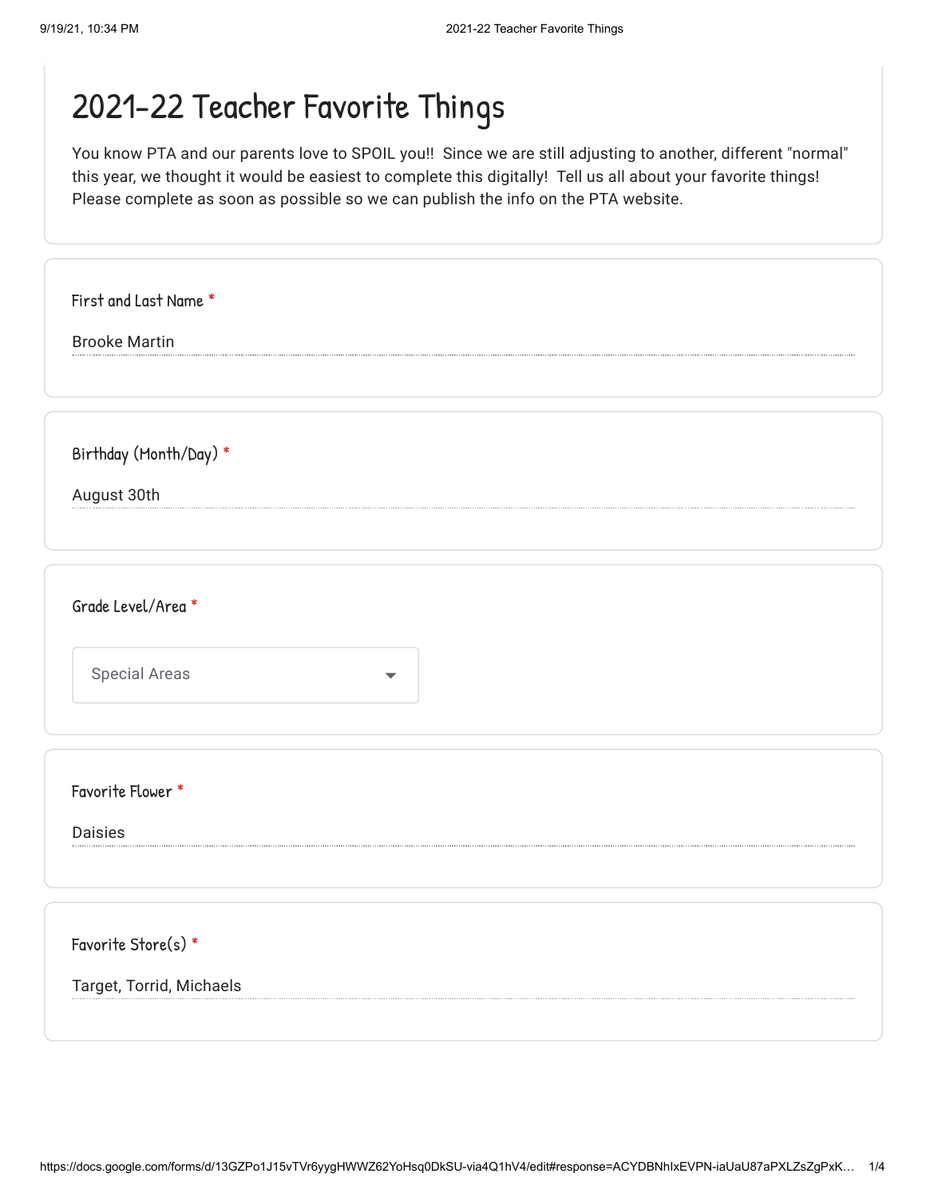# 2021-22 Teacher Favorite Things

You know PTA and our parents love to SPOIL you!! Since we are still adjusting to another, different "normal" this year, we thought it would be easiest to complete this digitally! Tell us all about your favorite things! Please complete as soon as possible so we can publish the info on the PTA website.

**First and Last Name** *

Brooke Martin

**Birthday (Month/Day)** *

August 30th

**Grade Level/Area** *

Special Areas

**Favorite Flower** *

Daisies

**Favorite Store(s)** *

Target, Torrid, Michaels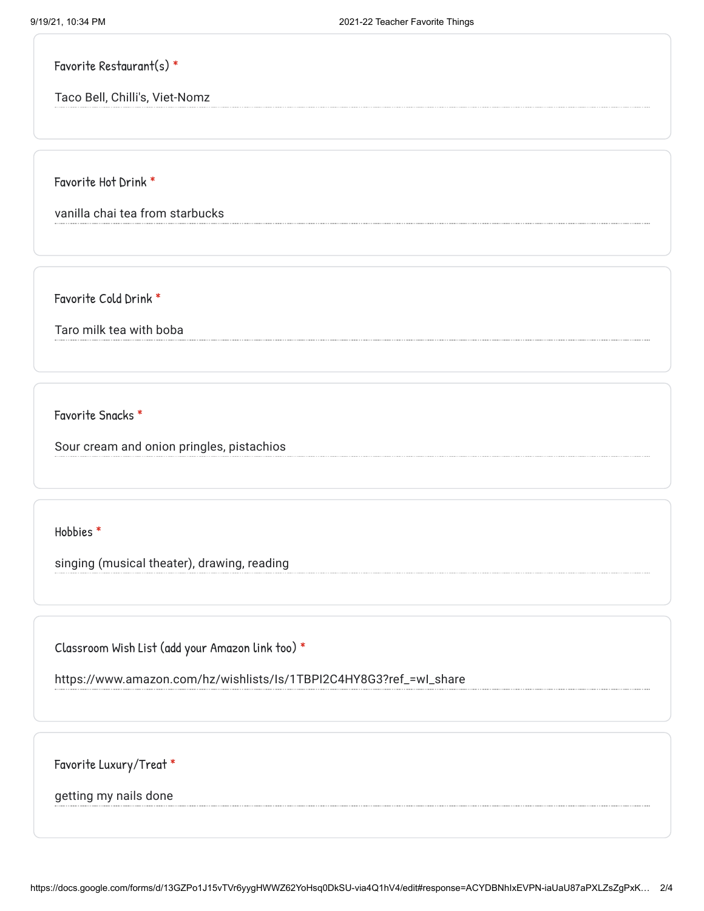Favorite Restaurant(s) *

Taco Bell, Chilli's, Viet-Nomz

Favorite Hot Drink *

vanilla chai tea from starbucks

Favorite Cold Drink *

Taro milk tea with boba

Favorite Snacks *

Sour cream and onion pringles, pistachios

Hobbies *

singing (musical theater), drawing, reading

Classroom Wish List (add your Amazon link too) *

https://www.amazon.com/hz/wishlists/ls/1TBPI2C4HY8G3?ref_=wl_share

Favorite Luxury/Treat *

getting my nails done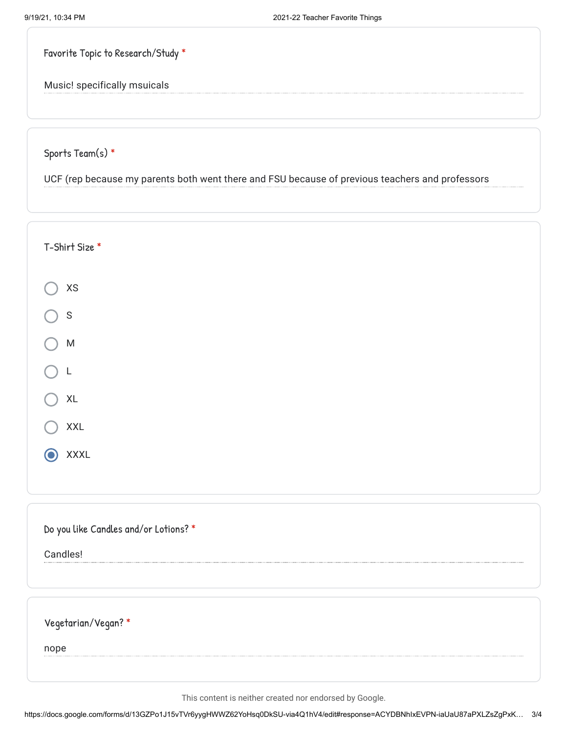Favorite Topic to Research/Study *

Music! specifically msuicals

Sports Team(s) *

UCF (rep because my parents both went there and FSU because of previous teachers and professors

T-Shirt Size *

- ○ XS
- ○ S
- ○ M
- ○ L
- ○ XL
- ○ XXL
- ◉ XXXL

Do you like Candles and/or Lotions? *

Candles!

Vegetarian/Vegan? *

nope

This content is neither created nor endorsed by Google.